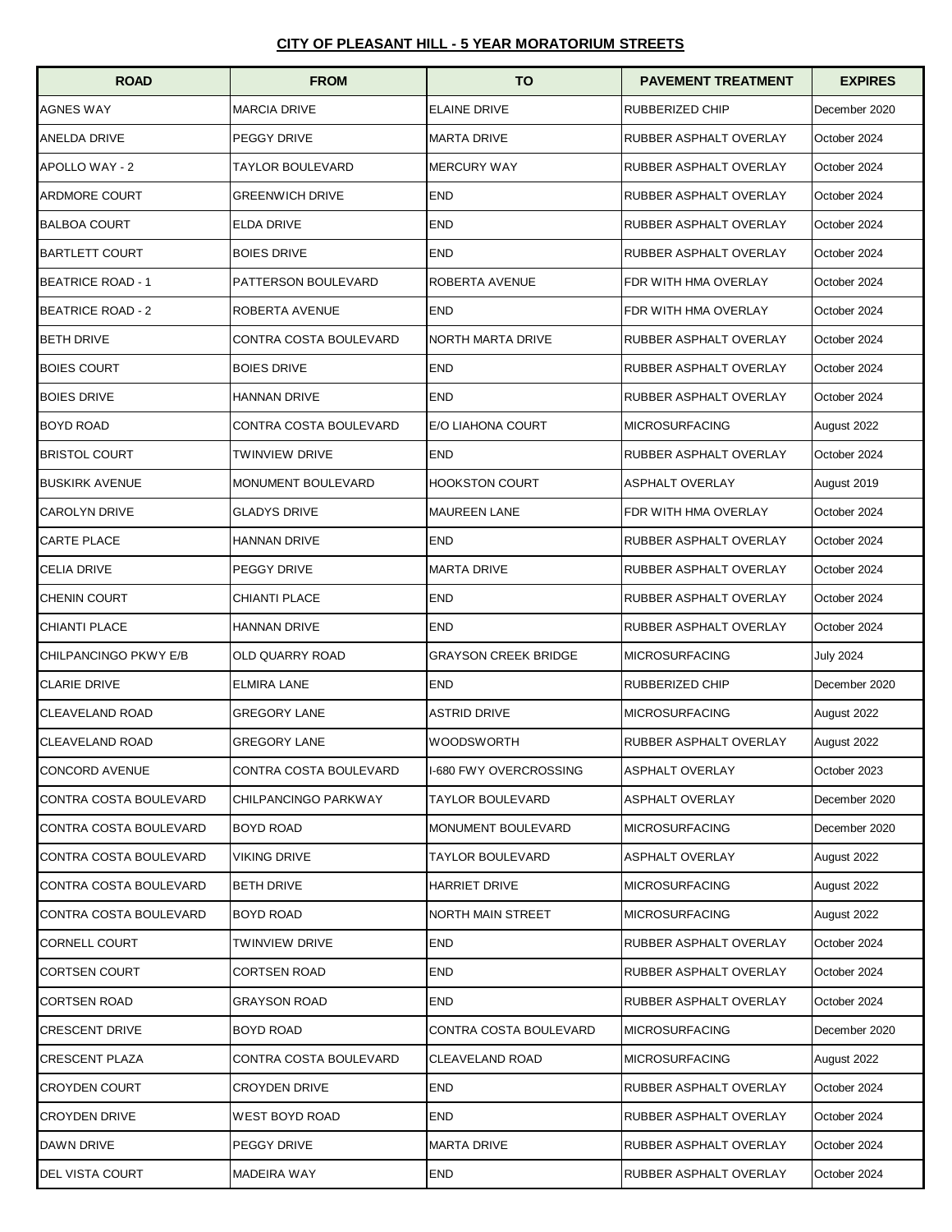**CITY OF PLEASANT HILL - 5 YEAR MORATORIUM STREETS**

| ROAD | FROM | TO | PAVEMENT TREATMENT | EXPIRES |
|---|---|---|---|---|
| AGNES WAY | MARCIA DRIVE | ELAINE DRIVE | RUBBERIZED CHIP | December 2020 |
| ANELDA DRIVE | PEGGY DRIVE | MARTA DRIVE | RUBBER ASPHALT OVERLAY | October 2024 |
| APOLLO WAY - 2 | TAYLOR BOULEVARD | MERCURY WAY | RUBBER ASPHALT OVERLAY | October 2024 |
| ARDMORE COURT | GREENWICH DRIVE | END | RUBBER ASPHALT OVERLAY | October 2024 |
| BALBOA COURT | ELDA DRIVE | END | RUBBER ASPHALT OVERLAY | October 2024 |
| BARTLETT COURT | BOIES DRIVE | END | RUBBER ASPHALT OVERLAY | October 2024 |
| BEATRICE ROAD - 1 | PATTERSON BOULEVARD | ROBERTA AVENUE | FDR WITH HMA OVERLAY | October 2024 |
| BEATRICE ROAD - 2 | ROBERTA AVENUE | END | FDR WITH HMA OVERLAY | October 2024 |
| BETH DRIVE | CONTRA COSTA BOULEVARD | NORTH MARTA DRIVE | RUBBER ASPHALT OVERLAY | October 2024 |
| BOIES COURT | BOIES DRIVE | END | RUBBER ASPHALT OVERLAY | October 2024 |
| BOIES DRIVE | HANNAN DRIVE | END | RUBBER ASPHALT OVERLAY | October 2024 |
| BOYD ROAD | CONTRA COSTA BOULEVARD | E/O LIAHONA COURT | MICROSURFACING | August 2022 |
| BRISTOL COURT | TWINVIEW DRIVE | END | RUBBER ASPHALT OVERLAY | October 2024 |
| BUSKIRK AVENUE | MONUMENT BOULEVARD | HOOKSTON COURT | ASPHALT OVERLAY | August 2019 |
| CAROLYN DRIVE | GLADYS DRIVE | MAUREEN LANE | FDR WITH HMA OVERLAY | October 2024 |
| CARTE PLACE | HANNAN DRIVE | END | RUBBER ASPHALT OVERLAY | October 2024 |
| CELIA DRIVE | PEGGY DRIVE | MARTA DRIVE | RUBBER ASPHALT OVERLAY | October 2024 |
| CHENIN COURT | CHIANTI PLACE | END | RUBBER ASPHALT OVERLAY | October 2024 |
| CHIANTI PLACE | HANNAN DRIVE | END | RUBBER ASPHALT OVERLAY | October 2024 |
| CHILPANCINGO PKWY E/B | OLD QUARRY ROAD | GRAYSON CREEK BRIDGE | MICROSURFACING | July 2024 |
| CLARIE DRIVE | ELMIRA LANE | END | RUBBERIZED CHIP | December 2020 |
| CLEAVELAND ROAD | GREGORY LANE | ASTRID DRIVE | MICROSURFACING | August 2022 |
| CLEAVELAND ROAD | GREGORY LANE | WOODSWORTH | RUBBER ASPHALT OVERLAY | August 2022 |
| CONCORD AVENUE | CONTRA COSTA BOULEVARD | I-680 FWY OVERCROSSING | ASPHALT OVERLAY | October 2023 |
| CONTRA COSTA BOULEVARD | CHILPANCINGO PARKWAY | TAYLOR BOULEVARD | ASPHALT OVERLAY | December 2020 |
| CONTRA COSTA BOULEVARD | BOYD ROAD | MONUMENT BOULEVARD | MICROSURFACING | December 2020 |
| CONTRA COSTA BOULEVARD | VIKING DRIVE | TAYLOR BOULEVARD | ASPHALT OVERLAY | August 2022 |
| CONTRA COSTA BOULEVARD | BETH DRIVE | HARRIET DRIVE | MICROSURFACING | August 2022 |
| CONTRA COSTA BOULEVARD | BOYD ROAD | NORTH MAIN STREET | MICROSURFACING | August 2022 |
| CORNELL COURT | TWINVIEW DRIVE | END | RUBBER ASPHALT OVERLAY | October 2024 |
| CORTSEN COURT | CORTSEN ROAD | END | RUBBER ASPHALT OVERLAY | October 2024 |
| CORTSEN ROAD | GRAYSON ROAD | END | RUBBER ASPHALT OVERLAY | October 2024 |
| CRESCENT DRIVE | BOYD ROAD | CONTRA COSTA BOULEVARD | MICROSURFACING | December 2020 |
| CRESCENT PLAZA | CONTRA COSTA BOULEVARD | CLEAVELAND ROAD | MICROSURFACING | August 2022 |
| CROYDEN COURT | CROYDEN DRIVE | END | RUBBER ASPHALT OVERLAY | October 2024 |
| CROYDEN DRIVE | WEST BOYD ROAD | END | RUBBER ASPHALT OVERLAY | October 2024 |
| DAWN DRIVE | PEGGY DRIVE | MARTA DRIVE | RUBBER ASPHALT OVERLAY | October 2024 |
| DEL VISTA COURT | MADEIRA WAY | END | RUBBER ASPHALT OVERLAY | October 2024 |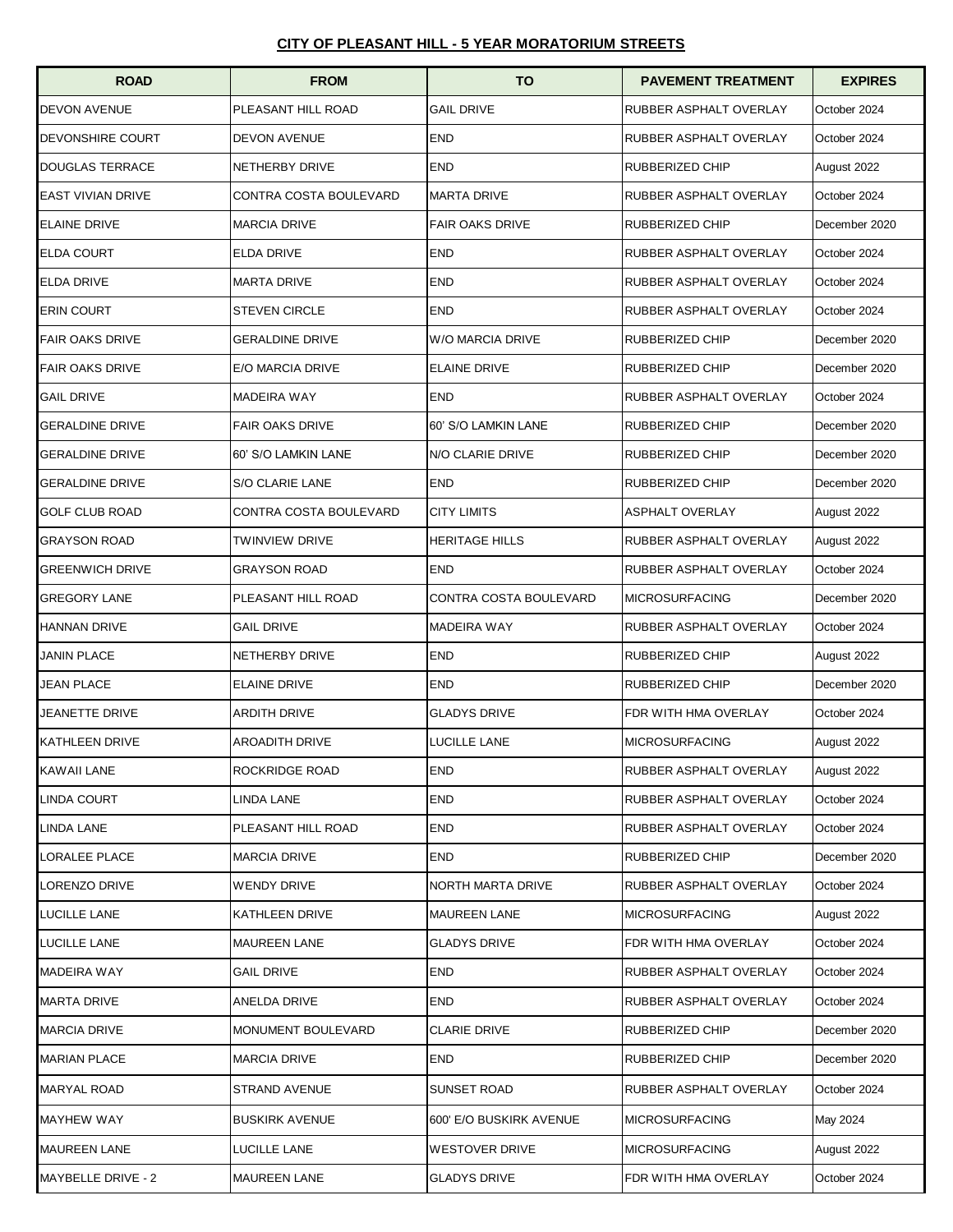**CITY OF PLEASANT HILL - 5 YEAR MORATORIUM STREETS**

| ROAD | FROM | TO | PAVEMENT TREATMENT | EXPIRES |
|---|---|---|---|---|
| DEVON AVENUE | PLEASANT HILL ROAD | GAIL DRIVE | RUBBER ASPHALT OVERLAY | October 2024 |
| DEVONSHIRE COURT | DEVON AVENUE | END | RUBBER ASPHALT OVERLAY | October 2024 |
| DOUGLAS TERRACE | NETHERBY DRIVE | END | RUBBERIZED CHIP | August 2022 |
| EAST VIVIAN DRIVE | CONTRA COSTA BOULEVARD | MARTA DRIVE | RUBBER ASPHALT OVERLAY | October 2024 |
| ELAINE DRIVE | MARCIA DRIVE | FAIR OAKS DRIVE | RUBBERIZED CHIP | December 2020 |
| ELDA COURT | ELDA DRIVE | END | RUBBER ASPHALT OVERLAY | October 2024 |
| ELDA DRIVE | MARTA DRIVE | END | RUBBER ASPHALT OVERLAY | October 2024 |
| ERIN COURT | STEVEN CIRCLE | END | RUBBER ASPHALT OVERLAY | October 2024 |
| FAIR OAKS DRIVE | GERALDINE DRIVE | W/O MARCIA DRIVE | RUBBERIZED CHIP | December 2020 |
| FAIR OAKS DRIVE | E/O MARCIA DRIVE | ELAINE DRIVE | RUBBERIZED CHIP | December 2020 |
| GAIL DRIVE | MADEIRA WAY | END | RUBBER ASPHALT OVERLAY | October 2024 |
| GERALDINE DRIVE | FAIR OAKS DRIVE | 60' S/O LAMKIN LANE | RUBBERIZED CHIP | December 2020 |
| GERALDINE DRIVE | 60' S/O LAMKIN LANE | N/O CLARIE DRIVE | RUBBERIZED CHIP | December 2020 |
| GERALDINE DRIVE | S/O CLARIE LANE | END | RUBBERIZED CHIP | December 2020 |
| GOLF CLUB ROAD | CONTRA COSTA BOULEVARD | CITY LIMITS | ASPHALT OVERLAY | August 2022 |
| GRAYSON ROAD | TWINVIEW DRIVE | HERITAGE HILLS | RUBBER ASPHALT OVERLAY | August 2022 |
| GREENWICH DRIVE | GRAYSON ROAD | END | RUBBER ASPHALT OVERLAY | October 2024 |
| GREGORY LANE | PLEASANT HILL ROAD | CONTRA COSTA BOULEVARD | MICROSURFACING | December 2020 |
| HANNAN DRIVE | GAIL DRIVE | MADEIRA WAY | RUBBER ASPHALT OVERLAY | October 2024 |
| JANIN PLACE | NETHERBY DRIVE | END | RUBBERIZED CHIP | August 2022 |
| JEAN PLACE | ELAINE DRIVE | END | RUBBERIZED CHIP | December 2020 |
| JEANETTE DRIVE | ARDITH DRIVE | GLADYS DRIVE | FDR WITH HMA OVERLAY | October 2024 |
| KATHLEEN DRIVE | AROADITH DRIVE | LUCILLE LANE | MICROSURFACING | August 2022 |
| KAWAII LANE | ROCKRIDGE ROAD | END | RUBBER ASPHALT OVERLAY | August 2022 |
| LINDA COURT | LINDA LANE | END | RUBBER ASPHALT OVERLAY | October 2024 |
| LINDA LANE | PLEASANT HILL ROAD | END | RUBBER ASPHALT OVERLAY | October 2024 |
| LORALEE PLACE | MARCIA DRIVE | END | RUBBERIZED CHIP | December 2020 |
| LORENZO DRIVE | WENDY DRIVE | NORTH MARTA DRIVE | RUBBER ASPHALT OVERLAY | October 2024 |
| LUCILLE LANE | KATHLEEN DRIVE | MAUREEN LANE | MICROSURFACING | August 2022 |
| LUCILLE LANE | MAUREEN LANE | GLADYS DRIVE | FDR WITH HMA OVERLAY | October 2024 |
| MADEIRA WAY | GAIL DRIVE | END | RUBBER ASPHALT OVERLAY | October 2024 |
| MARTA DRIVE | ANELDA DRIVE | END | RUBBER ASPHALT OVERLAY | October 2024 |
| MARCIA DRIVE | MONUMENT BOULEVARD | CLARIE DRIVE | RUBBERIZED CHIP | December 2020 |
| MARIAN PLACE | MARCIA DRIVE | END | RUBBERIZED CHIP | December 2020 |
| MARYAL ROAD | STRAND AVENUE | SUNSET ROAD | RUBBER ASPHALT OVERLAY | October 2024 |
| MAYHEW WAY | BUSKIRK AVENUE | 600' E/O BUSKIRK AVENUE | MICROSURFACING | May 2024 |
| MAUREEN LANE | LUCILLE LANE | WESTOVER DRIVE | MICROSURFACING | August 2022 |
| MAYBELLE DRIVE - 2 | MAUREEN LANE | GLADYS DRIVE | FDR WITH HMA OVERLAY | October 2024 |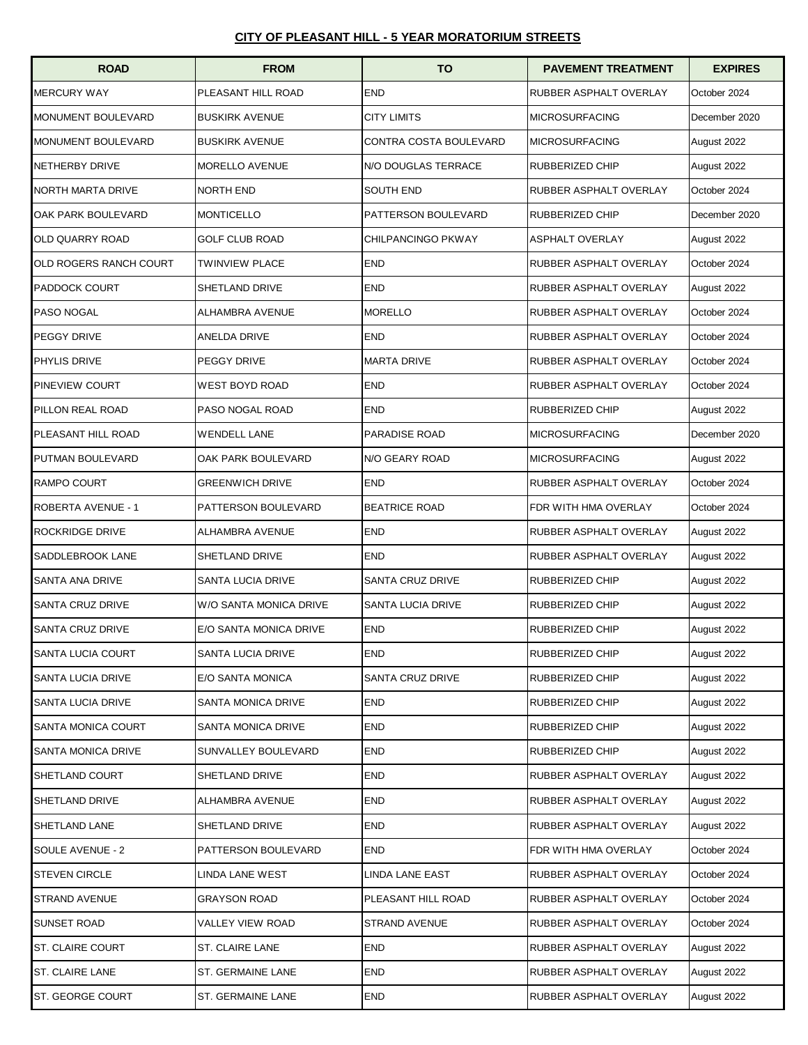**CITY OF PLEASANT HILL - 5 YEAR MORATORIUM STREETS**

| ROAD | FROM | TO | PAVEMENT TREATMENT | EXPIRES |
|---|---|---|---|---|
| MERCURY WAY | PLEASANT HILL ROAD | END | RUBBER ASPHALT OVERLAY | October 2024 |
| MONUMENT BOULEVARD | BUSKIRK AVENUE | CITY LIMITS | MICROSURFACING | December 2020 |
| MONUMENT BOULEVARD | BUSKIRK AVENUE | CONTRA COSTA BOULEVARD | MICROSURFACING | August 2022 |
| NETHERBY DRIVE | MORELLO AVENUE | N/O DOUGLAS TERRACE | RUBBERIZED CHIP | August 2022 |
| NORTH MARTA DRIVE | NORTH END | SOUTH END | RUBBER ASPHALT OVERLAY | October 2024 |
| OAK PARK BOULEVARD | MONTICELLO | PATTERSON BOULEVARD | RUBBERIZED CHIP | December 2020 |
| OLD QUARRY ROAD | GOLF CLUB ROAD | CHILPANCINGO PKWAY | ASPHALT OVERLAY | August 2022 |
| OLD ROGERS RANCH COURT | TWINVIEW PLACE | END | RUBBER ASPHALT OVERLAY | October 2024 |
| PADDOCK COURT | SHETLAND DRIVE | END | RUBBER ASPHALT OVERLAY | August 2022 |
| PASO NOGAL | ALHAMBRA AVENUE | MORELLO | RUBBER ASPHALT OVERLAY | October 2024 |
| PEGGY DRIVE | ANELDA DRIVE | END | RUBBER ASPHALT OVERLAY | October 2024 |
| PHYLIS DRIVE | PEGGY DRIVE | MARTA DRIVE | RUBBER ASPHALT OVERLAY | October 2024 |
| PINEVIEW COURT | WEST BOYD ROAD | END | RUBBER ASPHALT OVERLAY | October 2024 |
| PILLON REAL ROAD | PASO NOGAL ROAD | END | RUBBERIZED CHIP | August 2022 |
| PLEASANT HILL ROAD | WENDELL LANE | PARADISE ROAD | MICROSURFACING | December 2020 |
| PUTMAN BOULEVARD | OAK PARK BOULEVARD | N/O GEARY ROAD | MICROSURFACING | August 2022 |
| RAMPO COURT | GREENWICH DRIVE | END | RUBBER ASPHALT OVERLAY | October 2024 |
| ROBERTA AVENUE - 1 | PATTERSON BOULEVARD | BEATRICE ROAD | FDR WITH HMA OVERLAY | October 2024 |
| ROCKRIDGE DRIVE | ALHAMBRA AVENUE | END | RUBBER ASPHALT OVERLAY | August 2022 |
| SADDLEBROOK LANE | SHETLAND DRIVE | END | RUBBER ASPHALT OVERLAY | August 2022 |
| SANTA ANA DRIVE | SANTA LUCIA DRIVE | SANTA CRUZ DRIVE | RUBBERIZED CHIP | August 2022 |
| SANTA CRUZ DRIVE | W/O SANTA MONICA DRIVE | SANTA LUCIA DRIVE | RUBBERIZED CHIP | August 2022 |
| SANTA CRUZ DRIVE | E/O SANTA MONICA DRIVE | END | RUBBERIZED CHIP | August 2022 |
| SANTA LUCIA COURT | SANTA LUCIA DRIVE | END | RUBBERIZED CHIP | August 2022 |
| SANTA LUCIA DRIVE | E/O SANTA MONICA | SANTA CRUZ DRIVE | RUBBERIZED CHIP | August 2022 |
| SANTA LUCIA DRIVE | SANTA MONICA DRIVE | END | RUBBERIZED CHIP | August 2022 |
| SANTA MONICA COURT | SANTA MONICA DRIVE | END | RUBBERIZED CHIP | August 2022 |
| SANTA MONICA DRIVE | SUNVALLEY BOULEVARD | END | RUBBERIZED CHIP | August 2022 |
| SHETLAND COURT | SHETLAND DRIVE | END | RUBBER ASPHALT OVERLAY | August 2022 |
| SHETLAND DRIVE | ALHAMBRA AVENUE | END | RUBBER ASPHALT OVERLAY | August 2022 |
| SHETLAND LANE | SHETLAND DRIVE | END | RUBBER ASPHALT OVERLAY | August 2022 |
| SOULE AVENUE - 2 | PATTERSON BOULEVARD | END | FDR WITH HMA OVERLAY | October 2024 |
| STEVEN CIRCLE | LINDA LANE WEST | LINDA LANE EAST | RUBBER ASPHALT OVERLAY | October 2024 |
| STRAND AVENUE | GRAYSON ROAD | PLEASANT HILL ROAD | RUBBER ASPHALT OVERLAY | October 2024 |
| SUNSET ROAD | VALLEY VIEW ROAD | STRAND AVENUE | RUBBER ASPHALT OVERLAY | October 2024 |
| ST. CLAIRE COURT | ST. CLAIRE LANE | END | RUBBER ASPHALT OVERLAY | August 2022 |
| ST. CLAIRE LANE | ST. GERMAINE LANE | END | RUBBER ASPHALT OVERLAY | August 2022 |
| ST. GEORGE COURT | ST. GERMAINE LANE | END | RUBBER ASPHALT OVERLAY | August 2022 |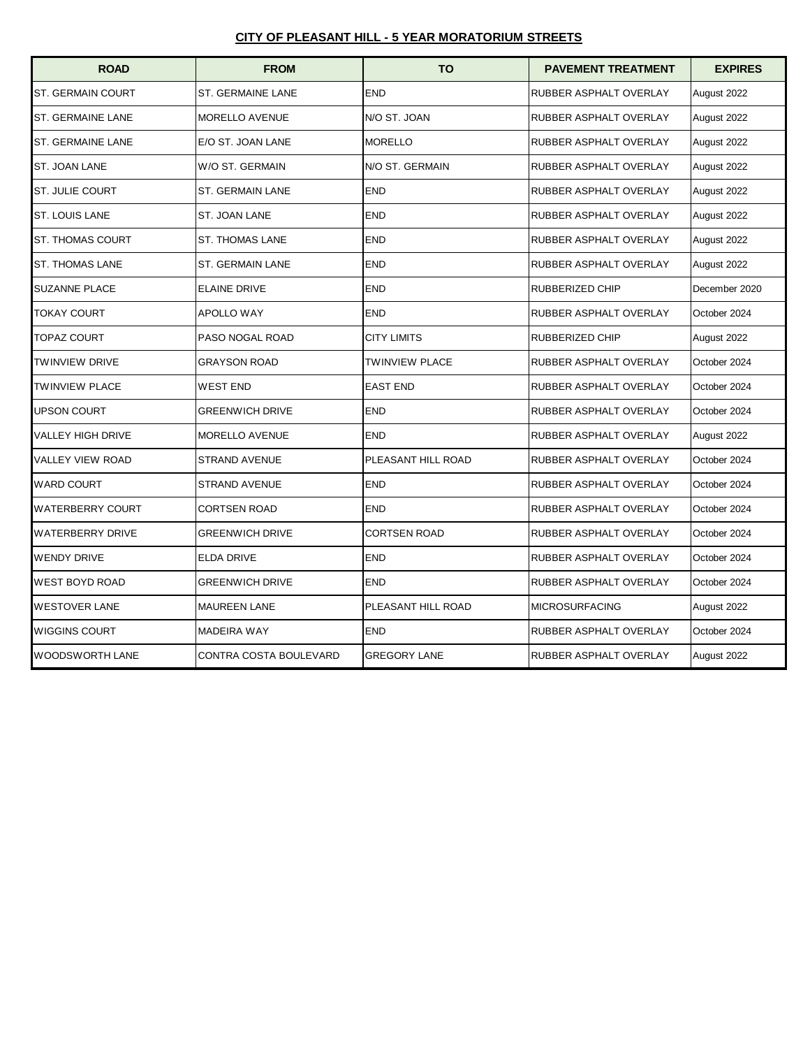**CITY OF PLEASANT HILL - 5 YEAR MORATORIUM STREETS**

| ROAD | FROM | TO | PAVEMENT TREATMENT | EXPIRES |
|---|---|---|---|---|
| ST. GERMAIN COURT | ST. GERMAINE LANE | END | RUBBER ASPHALT OVERLAY | August 2022 |
| ST. GERMAINE LANE | MORELLO AVENUE | N/O ST. JOAN | RUBBER ASPHALT OVERLAY | August 2022 |
| ST. GERMAINE LANE | E/O ST. JOAN LANE | MORELLO | RUBBER ASPHALT OVERLAY | August 2022 |
| ST. JOAN LANE | W/O ST. GERMAIN | N/O ST. GERMAIN | RUBBER ASPHALT OVERLAY | August 2022 |
| ST. JULIE COURT | ST. GERMAIN LANE | END | RUBBER ASPHALT OVERLAY | August 2022 |
| ST. LOUIS LANE | ST. JOAN LANE | END | RUBBER ASPHALT OVERLAY | August 2022 |
| ST. THOMAS COURT | ST. THOMAS LANE | END | RUBBER ASPHALT OVERLAY | August 2022 |
| ST. THOMAS LANE | ST. GERMAIN LANE | END | RUBBER ASPHALT OVERLAY | August 2022 |
| SUZANNE PLACE | ELAINE DRIVE | END | RUBBERIZED CHIP | December 2020 |
| TOKAY COURT | APOLLO WAY | END | RUBBER ASPHALT OVERLAY | October 2024 |
| TOPAZ COURT | PASO NOGAL ROAD | CITY LIMITS | RUBBERIZED CHIP | August 2022 |
| TWINVIEW DRIVE | GRAYSON ROAD | TWINVIEW PLACE | RUBBER ASPHALT OVERLAY | October 2024 |
| TWINVIEW PLACE | WEST END | EAST END | RUBBER ASPHALT OVERLAY | October 2024 |
| UPSON COURT | GREENWICH DRIVE | END | RUBBER ASPHALT OVERLAY | October 2024 |
| VALLEY HIGH DRIVE | MORELLO AVENUE | END | RUBBER ASPHALT OVERLAY | August 2022 |
| VALLEY VIEW ROAD | STRAND AVENUE | PLEASANT HILL ROAD | RUBBER ASPHALT OVERLAY | October 2024 |
| WARD COURT | STRAND AVENUE | END | RUBBER ASPHALT OVERLAY | October 2024 |
| WATERBERRY COURT | CORTSEN ROAD | END | RUBBER ASPHALT OVERLAY | October 2024 |
| WATERBERRY DRIVE | GREENWICH DRIVE | CORTSEN ROAD | RUBBER ASPHALT OVERLAY | October 2024 |
| WENDY DRIVE | ELDA DRIVE | END | RUBBER ASPHALT OVERLAY | October 2024 |
| WEST BOYD ROAD | GREENWICH DRIVE | END | RUBBER ASPHALT OVERLAY | October 2024 |
| WESTOVER LANE | MAUREEN LANE | PLEASANT HILL ROAD | MICROSURFACING | August 2022 |
| WIGGINS COURT | MADEIRA WAY | END | RUBBER ASPHALT OVERLAY | October 2024 |
| WOODSWORTH LANE | CONTRA COSTA BOULEVARD | GREGORY LANE | RUBBER ASPHALT OVERLAY | August 2022 |